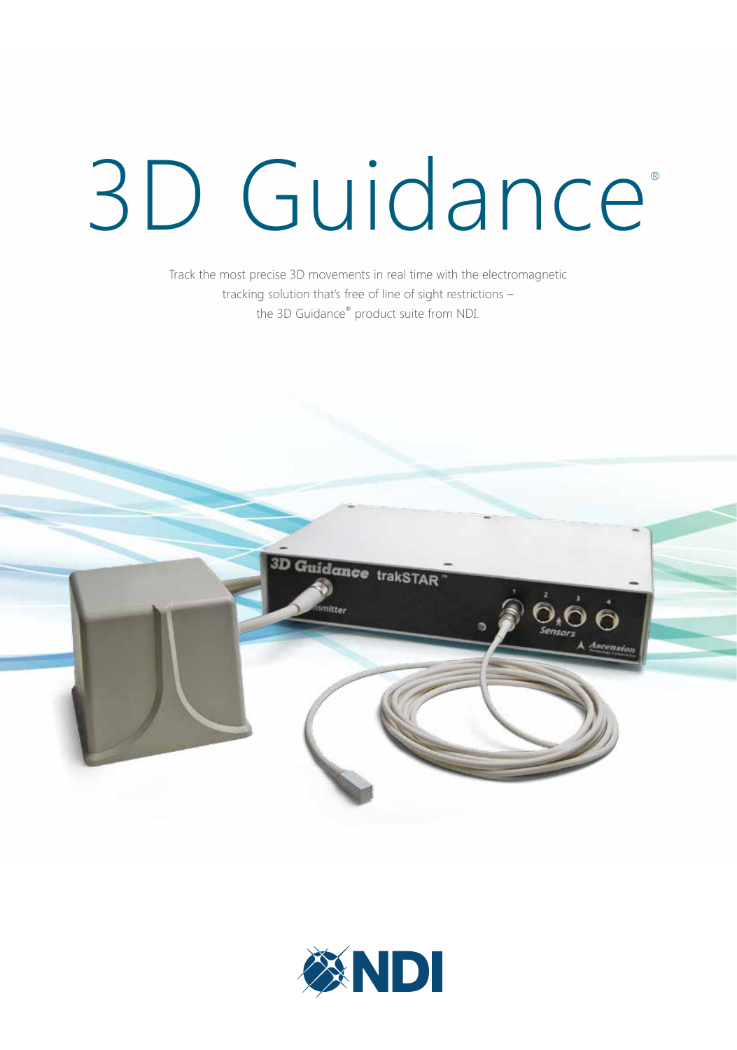# 3D Guidance®

Track the most precise 3D movements in real time with the electromagnetic tracking solution that's free of line of sight restrictions – the 3D Guidance® product suite from NDI.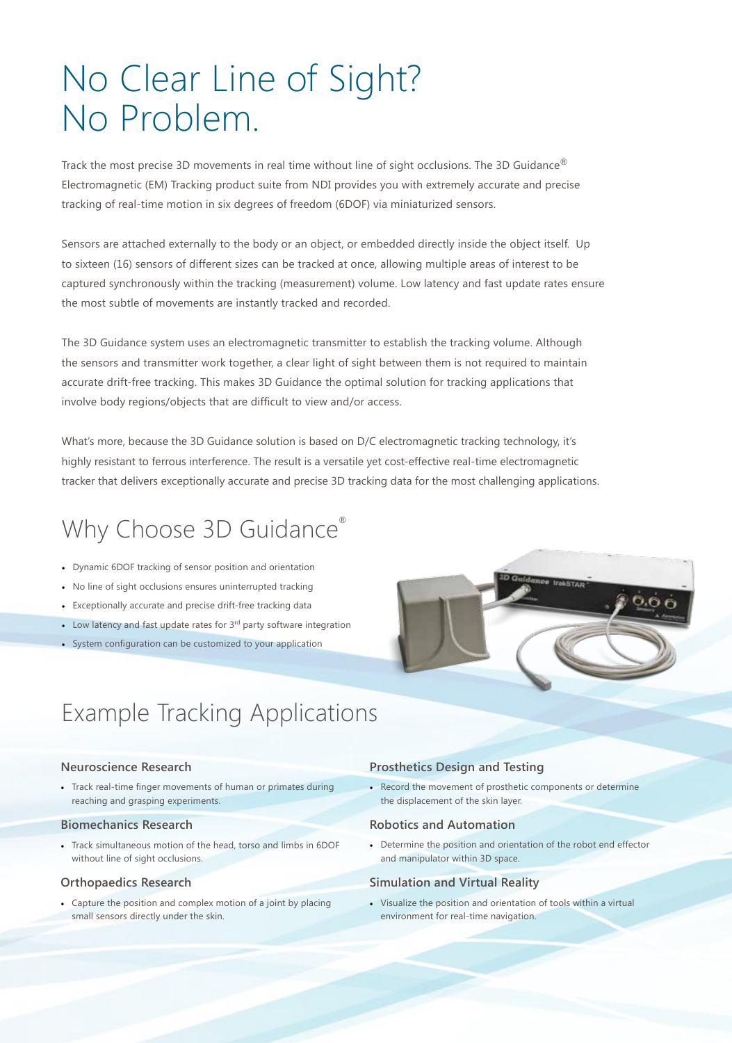# No Clear Line of Sight? No Problem.

Track the most precise 3D movements in real time without line of sight occlusions. The 3D Guidance® Electromagnetic (EM) Tracking product suite from NDI provides you with extremely accurate and precise tracking of real-time motion in six degrees of freedom (6DOF) via miniaturized sensors.

Sensors are attached externally to the body or an object, or embedded directly inside the object itself. Up to sixteen (16) sensors of different sizes can be tracked at once, allowing multiple areas of interest to be captured synchronously within the tracking (measurement) volume. Low latency and fast update rates ensure the most subtle of movements are instantly tracked and recorded.

The 3D Guidance system uses an electromagnetic transmitter to establish the tracking volume. Although the sensors and transmitter work together, a clear light of sight between them is not required to maintain accurate drift-free tracking. This makes 3D Guidance the optimal solution for tracking applications that involve body regions/objects that are difficult to view and/or access.

What's more, because the 3D Guidance solution is based on D/C electromagnetic tracking technology, it's highly resistant to ferrous interference. The result is a versatile yet cost-effective real-time electromagnetic tracker that delivers exceptionally accurate and precise 3D tracking data for the most challenging applications.

## Why Choose 3D Guidance®

- Dynamic 6DOF tracking of sensor position and orientation
- No line of sight occlusions ensures uninterrupted tracking
- Exceptionally accurate and precise drift-free tracking data
- Low latency and fast update rates for 3rd party software integration
- System configuration can be customized to your application

## Example Tracking Applications

### Neuroscience Research

- Track real-time finger movements of human or primates during reaching and grasping experiments.

### Biomechanics Research

- Track simultaneous motion of the head, torso and limbs in 6DOF without line of sight occlusions.

### Orthopaedics Research

- Capture the position and complex motion of a joint by placing small sensors directly under the skin.

### Prosthetics Design and Testing

- Record the movement of prosthetic components or determine the displacement of the skin layer.

### Robotics and Automation

- Determine the position and orientation of the robot end effector and manipulator within 3D space.

### Simulation and Virtual Reality

- Visualize the position and orientation of tools within a virtual environment for real-time navigation.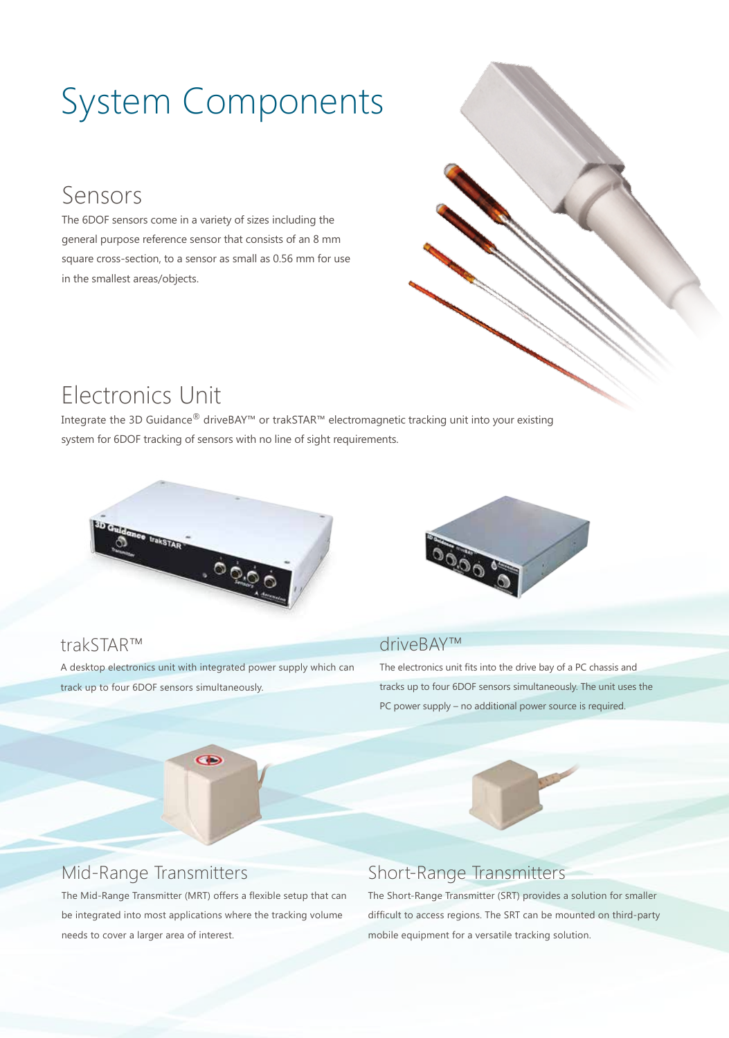# System Components

## Sensors

The 6DOF sensors come in a variety of sizes including the general purpose reference sensor that consists of an 8 mm square cross-section, to a sensor as small as 0.56 mm for use in the smallest areas/objects.

## Electronics Unit

Integrate the 3D Guidance® driveBAY™ or trakSTAR™ electromagnetic tracking unit into your existing system for 6DOF tracking of sensors with no line of sight requirements.

### trakSTAR™

A desktop electronics unit with integrated power supply which can track up to four 6DOF sensors simultaneously.

### driveBAY™

The electronics unit fits into the drive bay of a PC chassis and tracks up to four 6DOF sensors simultaneously. The unit uses the PC power supply – no additional power source is required.

## Mid-Range Transmitters

The Mid-Range Transmitter (MRT) offers a flexible setup that can be integrated into most applications where the tracking volume needs to cover a larger area of interest.

## Short-Range Transmitters

The Short-Range Transmitter (SRT) provides a solution for smaller difficult to access regions. The SRT can be mounted on third-party mobile equipment for a versatile tracking solution.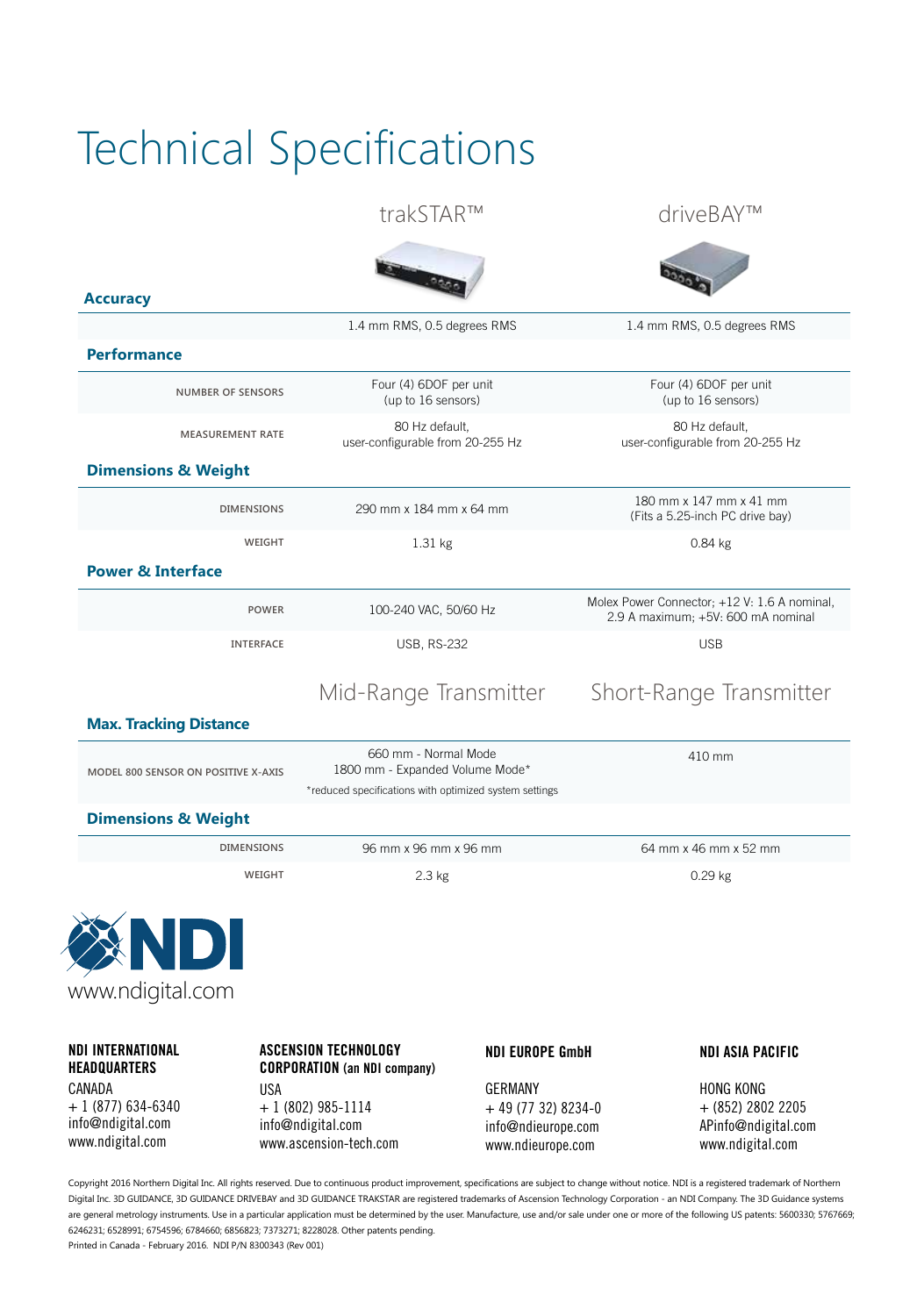# Technical Specifications

| | trakSTAR™ | driveBAY™ |
|---|---|---|
| **Accuracy** | | |
| | 1.4 mm RMS, 0.5 degrees RMS | 1.4 mm RMS, 0.5 degrees RMS |
| **Performance** | | |
| NUMBER OF SENSORS | Four (4) 6DOF per unit (up to 16 sensors) | Four (4) 6DOF per unit (up to 16 sensors) |
| MEASUREMENT RATE | 80 Hz default, user-configurable from 20-255 Hz | 80 Hz default, user-configurable from 20-255 Hz |
| **Dimensions & Weight** | | |
| DIMENSIONS | 290 mm x 184 mm x 64 mm | 180 mm x 147 mm x 41 mm (Fits a 5.25-inch PC drive bay) |
| WEIGHT | 1.31 kg | 0.84 kg |
| **Power & Interface** | | |
| POWER | 100-240 VAC, 50/60 Hz | Molex Power Connector; +12 V: 1.6 A nominal, 2.9 A maximum; +5V: 600 mA nominal |
| INTERFACE | USB, RS-232 | USB |

| | Mid-Range Transmitter | Short-Range Transmitter |
|---|---|---|
| **Max. Tracking Distance** | | |
| MODEL 800 SENSOR ON POSITIVE X-AXIS | 660 mm - Normal Mode<br>1800 mm - Expanded Volume Mode*<br>*reduced specifications with optimized system settings | 410 mm |
| **Dimensions & Weight** | | |
| DIMENSIONS | 96 mm x 96 mm x 96 mm | 64 mm x 46 mm x 52 mm |
| WEIGHT | 2.3 kg | 0.29 kg |

NDI
www.ndigital.com

**NDI INTERNATIONAL HEADQUARTERS**
CANADA
+ 1 (877) 634-6340
info@ndigital.com
www.ndigital.com

**ASCENSION TECHNOLOGY CORPORATION (an NDI company)**
USA
+ 1 (802) 985-1114
info@ndigital.com
www.ascension-tech.com

**NDI EUROPE GmbH**
GERMANY
+ 49 (77 32) 8234-0
info@ndieurope.com
www.ndieurope.com

**NDI ASIA PACIFIC**
HONG KONG
+ (852) 2802 2205
APinfo@ndigital.com
www.ndigital.com

Copyright 2016 Northern Digital Inc. All rights reserved. Due to continuous product improvement, specifications are subject to change without notice. NDI is a registered trademark of Northern Digital Inc. 3D GUIDANCE, 3D GUIDANCE DRIVEBAY and 3D GUIDANCE TRAKSTAR are registered trademarks of Ascension Technology Corporation - an NDI Company. The 3D Guidance systems are general metrology instruments. Use in a particular application must be determined by the user. Manufacture, use and/or sale under one or more of the following US patents: 5600330; 5767669; 6246231; 6528991; 6754596; 6784660; 6856823; 7373271; 8228028. Other patents pending.
Printed in Canada - February 2016. NDI P/N 8300343 (Rev 001)